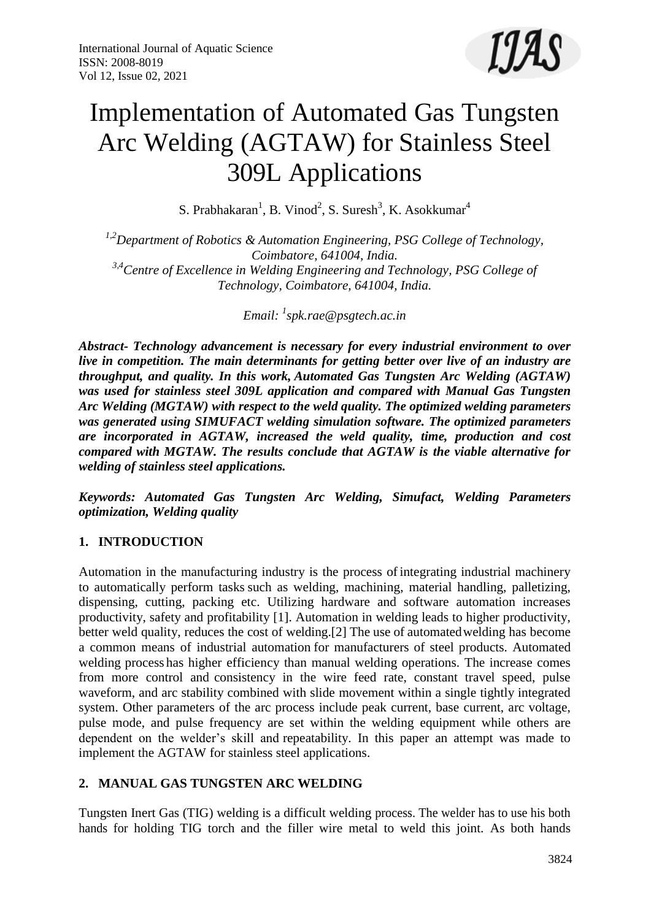# Implementation of Automated Gas Tungsten Arc Welding (AGTAW) for Stainless Steel 309L Applications

S. Prabhakaran[1], B. Vinod[2], S. Suresh[3], K. Asokkumar[4]

*[1,2]Department of Robotics & Automation Engineering, PSG College of Technology, Coimbatore, 641004, India.*
*[3,4]Centre of Excellence in Welding Engineering and Technology, PSG College of Technology, Coimbatore, 641004, India.*

*Email: [1]spk.rae@psgtech.ac.in*

***Abstract- Technology advancement is necessary for every industrial environment to over live in competition. The main determinants for getting better over live of an industry are throughput, and quality. In this work, Automated Gas Tungsten Arc Welding (AGTAW) was used for stainless steel 309L application and compared with Manual Gas Tungsten Arc Welding (MGTAW) with respect to the weld quality. The optimized welding parameters was generated using SIMUFACT welding simulation software. The optimized parameters are incorporated in AGTAW, increased the weld quality, time, production and cost compared with MGTAW. The results conclude that AGTAW is the viable alternative for welding of stainless steel applications.***

***Keywords: Automated Gas Tungsten Arc Welding, Simufact, Welding Parameters optimization, Welding quality***

## 1. INTRODUCTION

Automation in the manufacturing industry is the process of integrating industrial machinery to automatically perform tasks such as welding, machining, material handling, palletizing, dispensing, cutting, packing etc. Utilizing hardware and software automation increases productivity, safety and profitability [1]. Automation in welding leads to higher productivity, better weld quality, reduces the cost of welding.[2] The use of automated welding has become a common means of industrial automation for manufacturers of steel products. Automated welding process has higher efficiency than manual welding operations. The increase comes from more control and consistency in the wire feed rate, constant travel speed, pulse waveform, and arc stability combined with slide movement within a single tightly integrated system. Other parameters of the arc process include peak current, base current, arc voltage, pulse mode, and pulse frequency are set within the welding equipment while others are dependent on the welder's skill and repeatability. In this paper an attempt was made to implement the AGTAW for stainless steel applications.

## 2. MANUAL GAS TUNGSTEN ARC WELDING

Tungsten Inert Gas (TIG) welding is a difficult welding process. The welder has to use his both hands for holding TIG torch and the filler wire metal to weld this joint. As both hands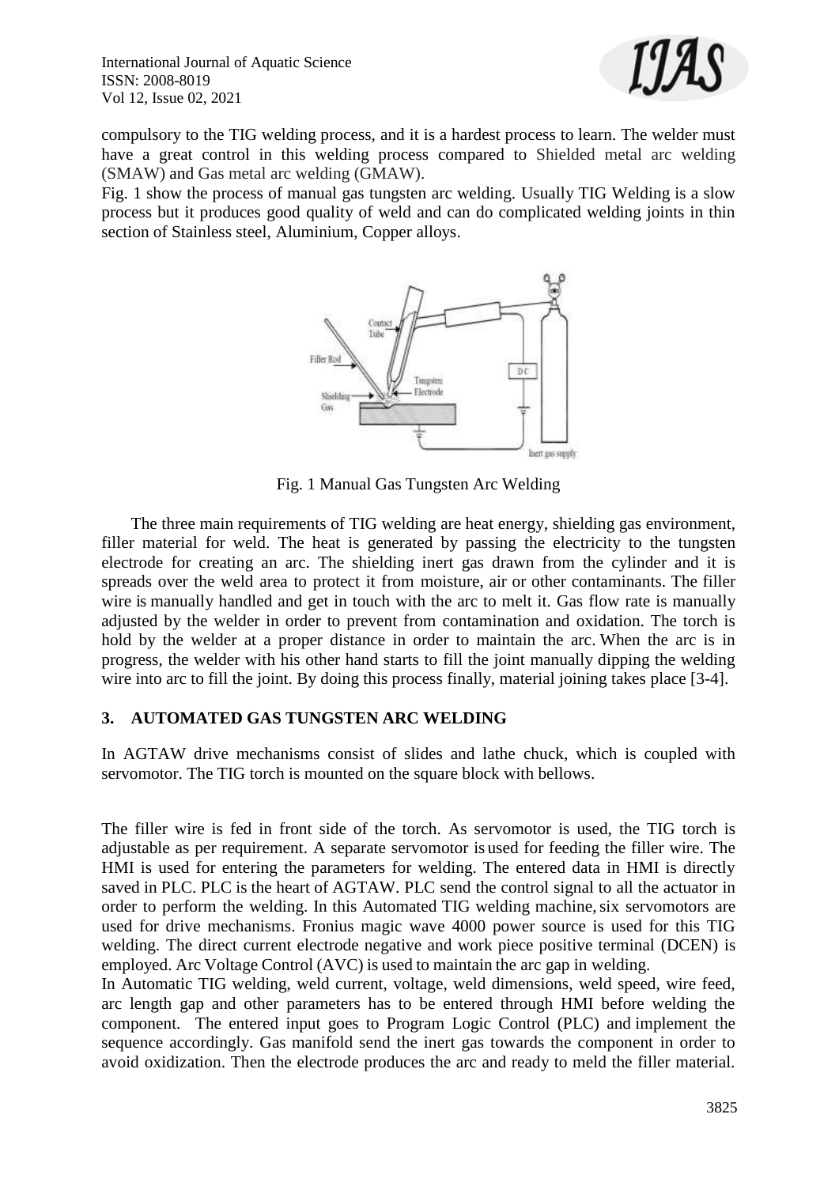compulsory to the TIG welding process, and it is a hardest process to learn. The welder must have a great control in this welding process compared to Shielded metal arc welding (SMAW) and Gas metal arc welding (GMAW).

Fig. 1 show the process of manual gas tungsten arc welding. Usually TIG Welding is a slow process but it produces good quality of weld and can do complicated welding joints in thin section of Stainless steel, Aluminium, Copper alloys.

Fig. 1 Manual Gas Tungsten Arc Welding

The three main requirements of TIG welding are heat energy, shielding gas environment, filler material for weld. The heat is generated by passing the electricity to the tungsten electrode for creating an arc. The shielding inert gas drawn from the cylinder and it is spreads over the weld area to protect it from moisture, air or other contaminants. The filler wire is manually handled and get in touch with the arc to melt it. Gas flow rate is manually adjusted by the welder in order to prevent from contamination and oxidation. The torch is hold by the welder at a proper distance in order to maintain the arc. When the arc is in progress, the welder with his other hand starts to fill the joint manually dipping the welding wire into arc to fill the joint. By doing this process finally, material joining takes place [3-4].

## 3. AUTOMATED GAS TUNGSTEN ARC WELDING

In AGTAW drive mechanisms consist of slides and lathe chuck, which is coupled with servomotor. The TIG torch is mounted on the square block with bellows.

The filler wire is fed in front side of the torch. As servomotor is used, the TIG torch is adjustable as per requirement. A separate servomotor is used for feeding the filler wire. The HMI is used for entering the parameters for welding. The entered data in HMI is directly saved in PLC. PLC is the heart of AGTAW. PLC send the control signal to all the actuator in order to perform the welding. In this Automated TIG welding machine, six servomotors are used for drive mechanisms. Fronius magic wave 4000 power source is used for this TIG welding. The direct current electrode negative and work piece positive terminal (DCEN) is employed. Arc Voltage Control (AVC) is used to maintain the arc gap in welding.

In Automatic TIG welding, weld current, voltage, weld dimensions, weld speed, wire feed, arc length gap and other parameters has to be entered through HMI before welding the component. The entered input goes to Program Logic Control (PLC) and implement the sequence accordingly. Gas manifold send the inert gas towards the component in order to avoid oxidization. Then the electrode produces the arc and ready to meld the filler material.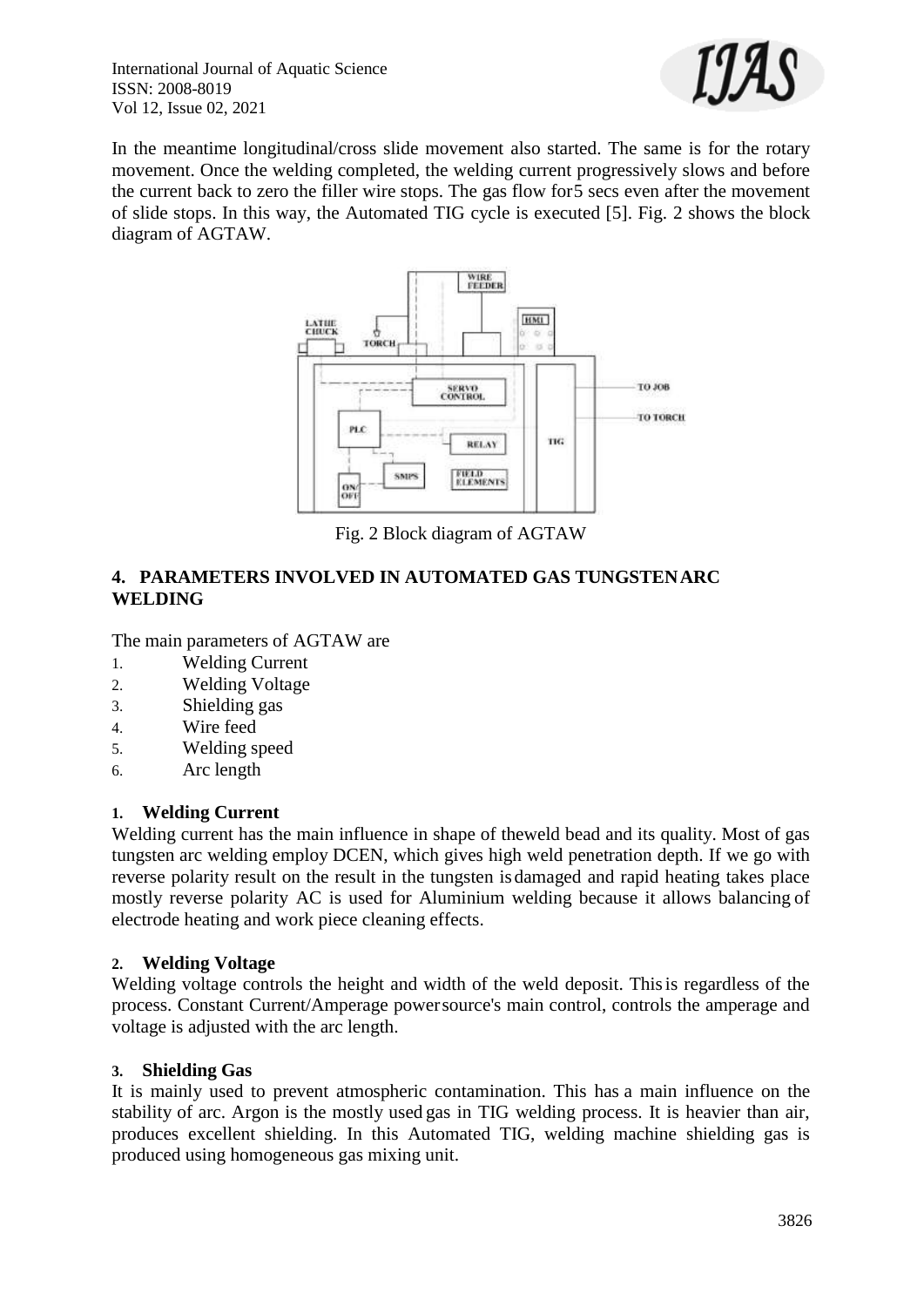In the meantime longitudinal/cross slide movement also started. The same is for the rotary movement. Once the welding completed, the welding current progressively slows and before the current back to zero the filler wire stops. The gas flow for5 secs even after the movement of slide stops. In this way, the Automated TIG cycle is executed [5]. Fig. 2 shows the block diagram of AGTAW.

Fig. 2 Block diagram of AGTAW

## 4. PARAMETERS INVOLVED IN AUTOMATED GAS TUNGSTENARC WELDING

The main parameters of AGTAW are

1. Welding Current
2. Welding Voltage
3. Shielding gas
4. Wire feed
5. Welding speed
6. Arc length

### 1. Welding Current

Welding current has the main influence in shape of theweld bead and its quality. Most of gas tungsten arc welding employ DCEN, which gives high weld penetration depth. If we go with reverse polarity result on the result in the tungsten isdamaged and rapid heating takes place mostly reverse polarity AC is used for Aluminium welding because it allows balancing of electrode heating and work piece cleaning effects.

### 2. Welding Voltage

Welding voltage controls the height and width of the weld deposit. Thisis regardless of the process. Constant Current/Amperage powersource's main control, controls the amperage and voltage is adjusted with the arc length.

### 3. Shielding Gas

It is mainly used to prevent atmospheric contamination. This has a main influence on the stability of arc. Argon is the mostly used gas in TIG welding process. It is heavier than air, produces excellent shielding. In this Automated TIG, welding machine shielding gas is produced using homogeneous gas mixing unit.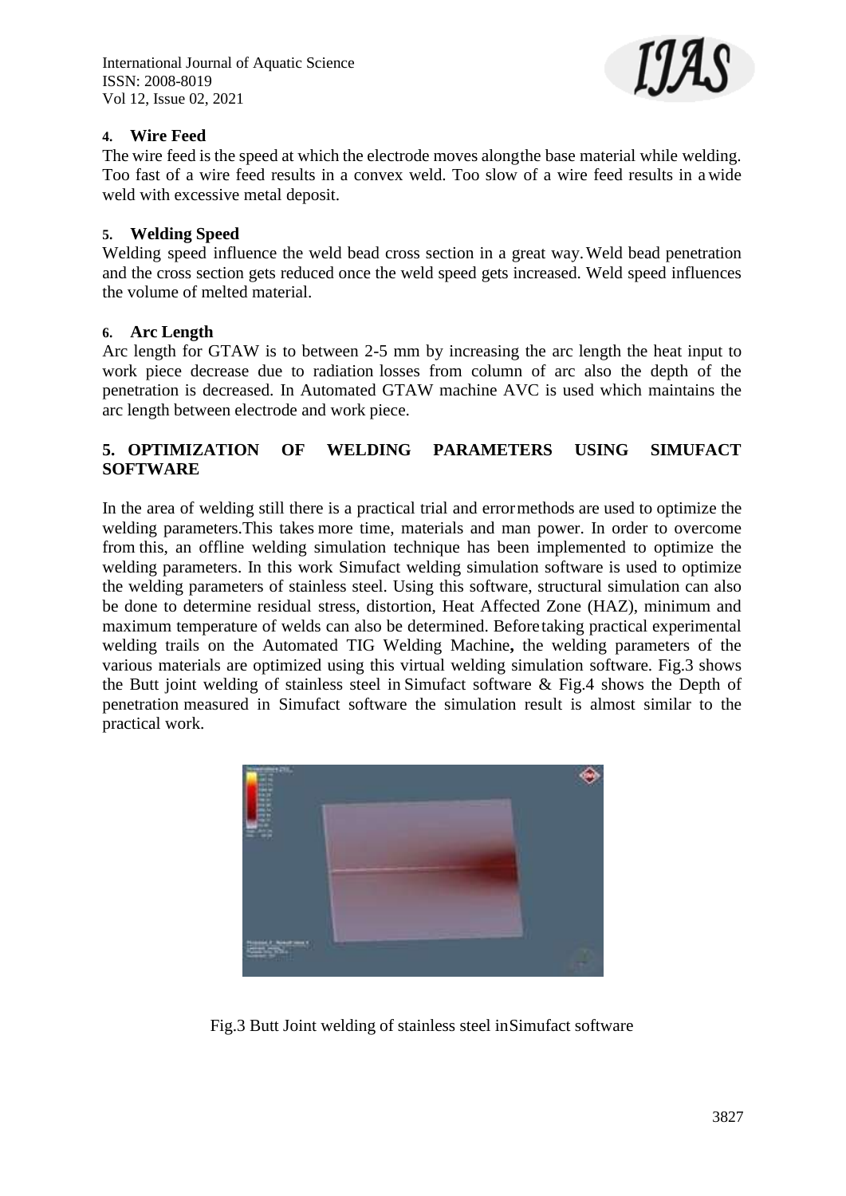#### 4. Wire Feed

The wire feed is the speed at which the electrode moves alongthe base material while welding. Too fast of a wire feed results in a convex weld. Too slow of a wire feed results in a wide weld with excessive metal deposit.

#### 5. Welding Speed

Welding speed influence the weld bead cross section in a great way. Weld bead penetration and the cross section gets reduced once the weld speed gets increased. Weld speed influences the volume of melted material.

#### 6. Arc Length

Arc length for GTAW is to between 2-5 mm by increasing the arc length the heat input to work piece decrease due to radiation losses from column of arc also the depth of the penetration is decreased. In Automated GTAW machine AVC is used which maintains the arc length between electrode and work piece.

## 5. OPTIMIZATION OF WELDING PARAMETERS USING SIMUFACT SOFTWARE

In the area of welding still there is a practical trial and errormethods are used to optimize the welding parameters.This takes more time, materials and man power. In order to overcome from this, an offline welding simulation technique has been implemented to optimize the welding parameters. In this work Simufact welding simulation software is used to optimize the welding parameters of stainless steel. Using this software, structural simulation can also be done to determine residual stress, distortion, Heat Affected Zone (HAZ), minimum and maximum temperature of welds can also be determined. Before taking practical experimental welding trails on the Automated TIG Welding Machine**,** the welding parameters of the various materials are optimized using this virtual welding simulation software. Fig.3 shows the Butt joint welding of stainless steel in Simufact software & Fig.4 shows the Depth of penetration measured in Simufact software the simulation result is almost similar to the practical work.

Fig.3 Butt Joint welding of stainless steel inSimufact software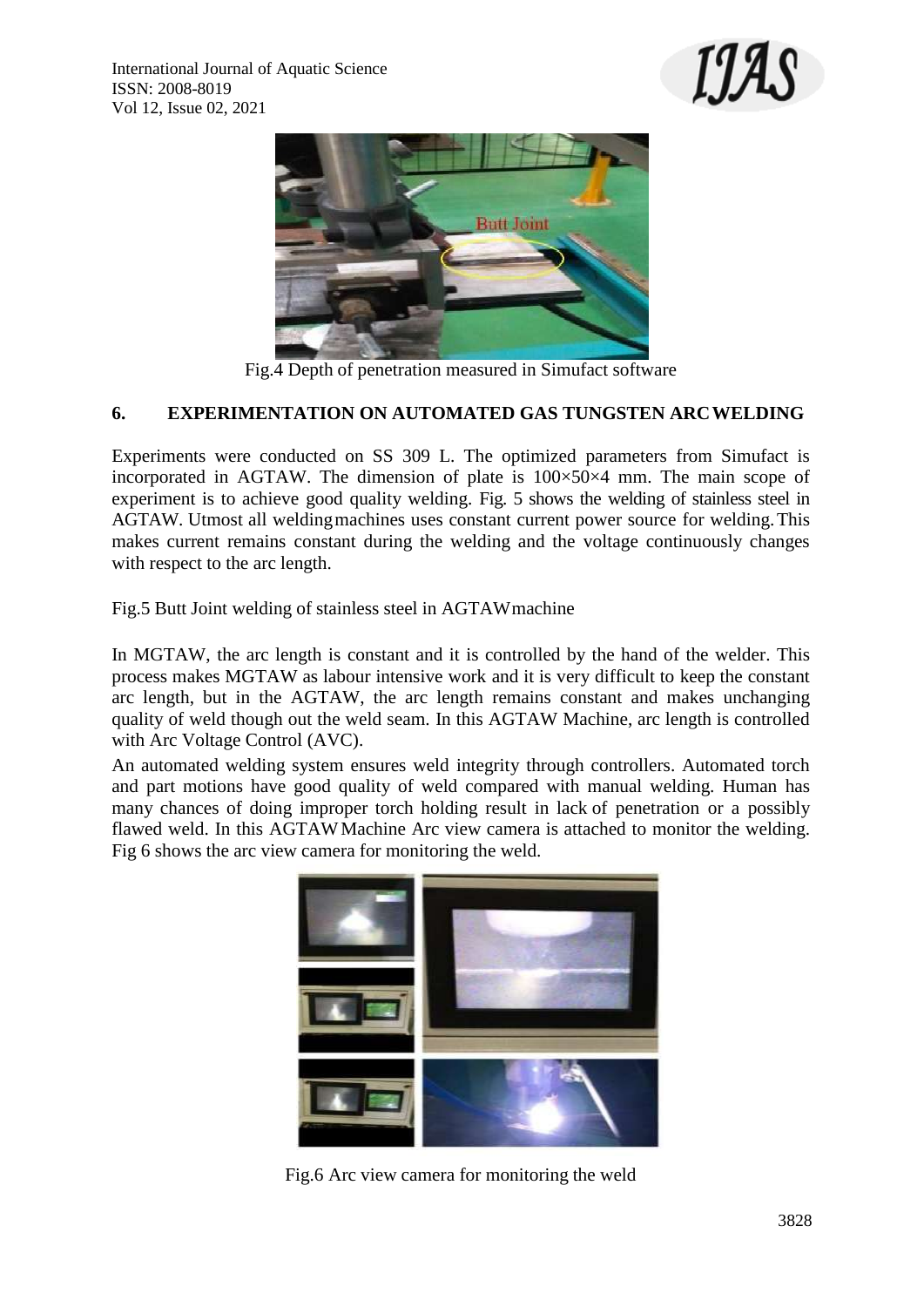Fig.4 Depth of penetration measured in Simufact software

## 6. EXPERIMENTATION ON AUTOMATED GAS TUNGSTEN ARC WELDING

Experiments were conducted on SS 309 L. The optimized parameters from Simufact is incorporated in AGTAW. The dimension of plate is 100×50×4 mm. The main scope of experiment is to achieve good quality welding. Fig. 5 shows the welding of stainless steel in AGTAW. Utmost all welding machines uses constant current power source for welding. This makes current remains constant during the welding and the voltage continuously changes with respect to the arc length.

Fig.5 Butt Joint welding of stainless steel in AGTAW machine

In MGTAW, the arc length is constant and it is controlled by the hand of the welder. This process makes MGTAW as labour intensive work and it is very difficult to keep the constant arc length, but in the AGTAW, the arc length remains constant and makes unchanging quality of weld though out the weld seam. In this AGTAW Machine, arc length is controlled with Arc Voltage Control (AVC).

An automated welding system ensures weld integrity through controllers. Automated torch and part motions have good quality of weld compared with manual welding. Human has many chances of doing improper torch holding result in lack of penetration or a possibly flawed weld. In this AGTAW Machine Arc view camera is attached to monitor the welding. Fig 6 shows the arc view camera for monitoring the weld.

Fig.6 Arc view camera for monitoring the weld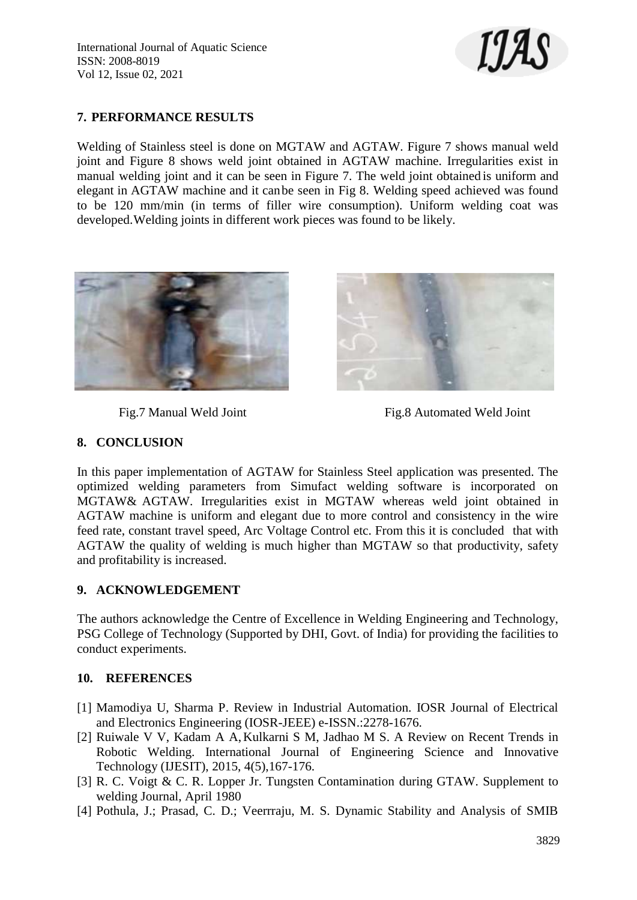## 7. PERFORMANCE RESULTS

Welding of Stainless steel is done on MGTAW and AGTAW. Figure 7 shows manual weld joint and Figure 8 shows weld joint obtained in AGTAW machine. Irregularities exist in manual welding joint and it can be seen in Figure 7. The weld joint obtained is uniform and elegant in AGTAW machine and it can be seen in Fig 8. Welding speed achieved was found to be 120 mm/min (in terms of filler wire consumption). Uniform welding coat was developed. Welding joints in different work pieces was found to be likely.

Fig.7 Manual Weld Joint

Fig.8 Automated Weld Joint

## 8. CONCLUSION

In this paper implementation of AGTAW for Stainless Steel application was presented. The optimized welding parameters from Simufact welding software is incorporated on MGTAW& AGTAW. Irregularities exist in MGTAW whereas weld joint obtained in AGTAW machine is uniform and elegant due to more control and consistency in the wire feed rate, constant travel speed, Arc Voltage Control etc. From this it is concluded that with AGTAW the quality of welding is much higher than MGTAW so that productivity, safety and profitability is increased.

## 9. ACKNOWLEDGEMENT

The authors acknowledge the Centre of Excellence in Welding Engineering and Technology, PSG College of Technology (Supported by DHI, Govt. of India) for providing the facilities to conduct experiments.

## 10. REFERENCES

[1] Mamodiya U, Sharma P. Review in Industrial Automation. IOSR Journal of Electrical and Electronics Engineering (IOSR-JEEE) e-ISSN.:2278-1676.

[2] Ruiwale V V, Kadam A A, Kulkarni S M, Jadhao M S. A Review on Recent Trends in Robotic Welding. International Journal of Engineering Science and Innovative Technology (IJESIT), 2015, 4(5),167-176.

[3] R. C. Voigt & C. R. Lopper Jr. Tungsten Contamination during GTAW. Supplement to welding Journal, April 1980

[4] Pothula, J.; Prasad, C. D.; Veerrraju, M. S. Dynamic Stability and Analysis of SMIB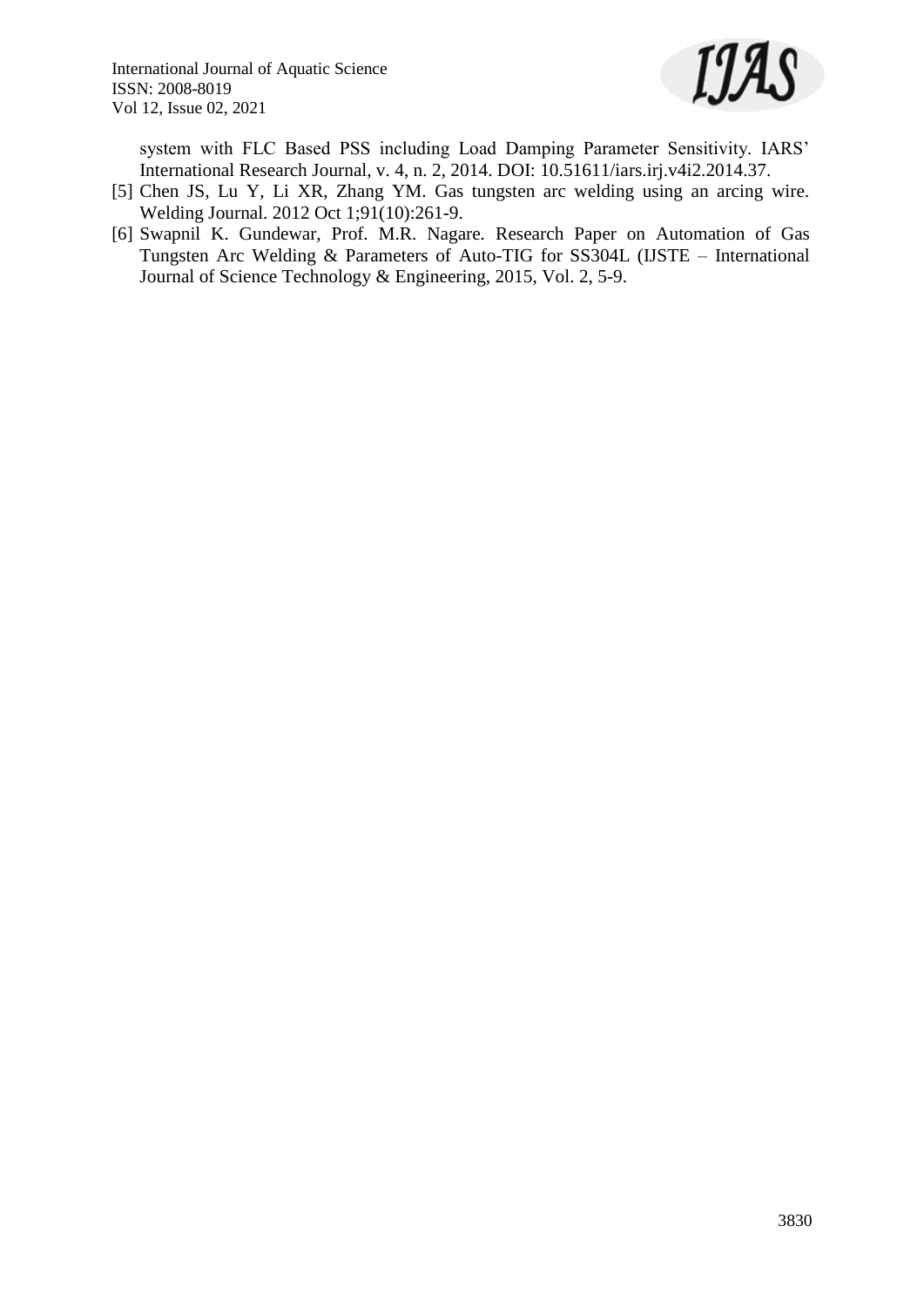system with FLC Based PSS including Load Damping Parameter Sensitivity. IARS' International Research Journal, v. 4, n. 2, 2014. DOI: 10.51611/iars.irj.v4i2.2014.37.

[5] Chen JS, Lu Y, Li XR, Zhang YM. Gas tungsten arc welding using an arcing wire. Welding Journal. 2012 Oct 1;91(10):261-9.

[6] Swapnil K. Gundewar, Prof. M.R. Nagare. Research Paper on Automation of Gas Tungsten Arc Welding & Parameters of Auto-TIG for SS304L (IJSTE – International Journal of Science Technology & Engineering, 2015, Vol. 2, 5-9.